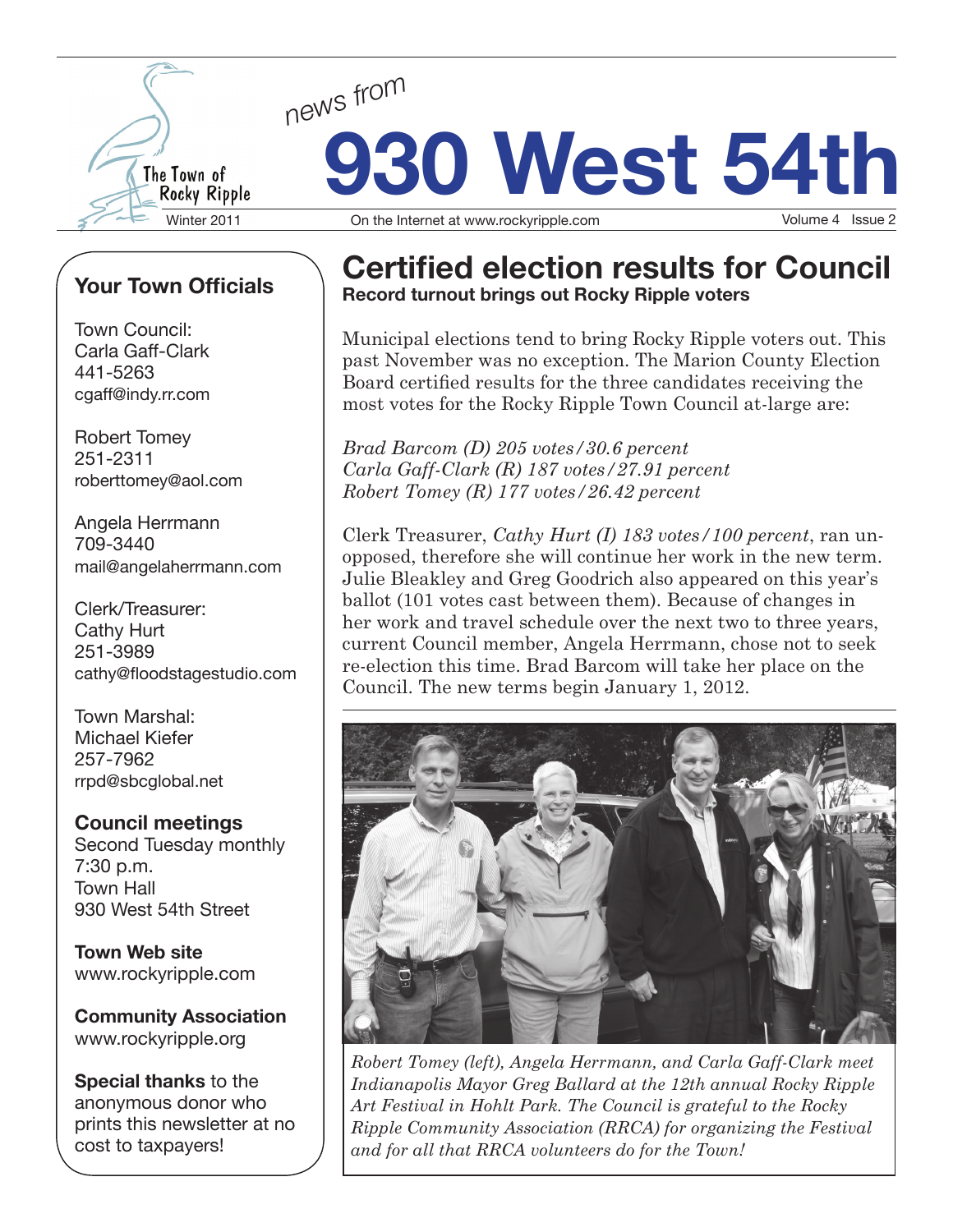The Town of Rocky Ripple

# news from 930 West 54th

Winter 2011 | On the Internet at www.rockyripple.com

## Certified election results for Council

**Record turnout brings out Rocky Ripple voters**

Municipal elections tend to bring Rocky Ripple voters out. This past November was no exception. The Marion County Election Board certified results for the three candidates receiving the most votes for the Rocky Ripple Town Council at-large are:

*Brad Barcom (D) 205 votes/30.6 percent*
*Carla Gaff-Clark (R) 187 votes/27.91 percent*
*Robert Tomey (R) 177 votes/26.42 percent*

Clerk Treasurer, *Cathy Hurt (I) 183 votes/100 percent*, ran unopposed, therefore she will continue her work in the new term. Julie Bleakley and Greg Goodrich also appeared on this year's ballot (101 votes cast between them). Because of changes in her work and travel schedule over the next two to three years, current Council member, Angela Herrmann, chose not to seek re-election this time. Brad Barcom will take her place on the Council. The new terms begin January 1, 2012.

*Robert Tomey (left), Angela Herrmann, and Carla Gaff-Clark meet Indianapolis Mayor Greg Ballard at the 12th annual Rocky Ripple Art Festival in Hohlt Park. The Council is grateful to the Rocky Ripple Community Association (RRCA) for organizing the Festival and for all that RRCA volunteers do for the Town!*

### Your Town Officials

Town Council:
Carla Gaff-Clark
441-5263
cgaff@indy.rr.com

Robert Tomey
251-2311
roberttomey@aol.com

Angela Herrmann
709-3440
mail@angelaherrmann.com

Clerk/Treasurer:
Cathy Hurt
251-3989
cathy@floodstagestudio.com

Town Marshal:
Michael Kiefer
257-7962
rrpd@sbcglobal.net

**Council meetings**
Second Tuesday monthly
7:30 p.m.
Town Hall
930 West 54th Street

**Town Web site**
www.rockyripple.com

**Community Association**
www.rockyripple.org

**Special thanks** to the anonymous donor who prints this newsletter at no cost to taxpayers!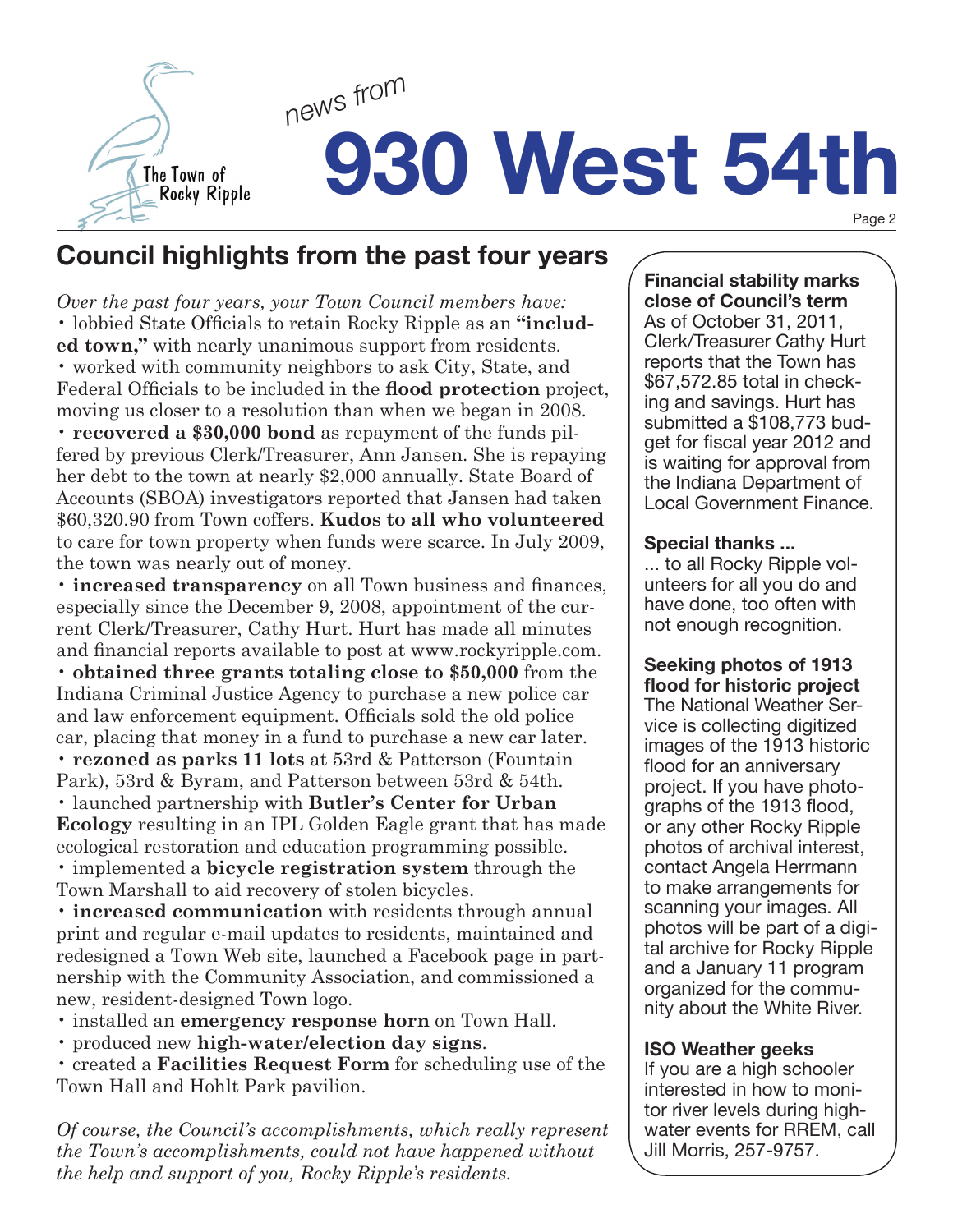# news from 930 West 54th

The Town of Rocky Ripple

## Council highlights from the past four years

*Over the past four years, your Town Council members have:*

- lobbied State Officials to retain Rocky Ripple as an **"included town,"** with nearly unanimous support from residents.
- worked with community neighbors to ask City, State, and Federal Officials to be included in the **flood protection** project, moving us closer to a resolution than when we began in 2008.
- **recovered a $30,000 bond** as repayment of the funds pilfered by previous Clerk/Treasurer, Ann Jansen. She is repaying her debt to the town at nearly $2,000 annually. State Board of Accounts (SBOA) investigators reported that Jansen had taken $60,320.90 from Town coffers. **Kudos to all who volunteered** to care for town property when funds were scarce. In July 2009, the town was nearly out of money.
- **increased transparency** on all Town business and finances, especially since the December 9, 2008, appointment of the current Clerk/Treasurer, Cathy Hurt. Hurt has made all minutes and financial reports available to post at www.rockyripple.com.
- **obtained three grants totaling close to $50,000** from the Indiana Criminal Justice Agency to purchase a new police car and law enforcement equipment. Officials sold the old police car, placing that money in a fund to purchase a new car later.
- **rezoned as parks 11 lots** at 53rd & Patterson (Fountain Park), 53rd & Byram, and Patterson between 53rd & 54th.
- launched partnership with **Butler's Center for Urban Ecology** resulting in an IPL Golden Eagle grant that has made ecological restoration and education programming possible.
- implemented a **bicycle registration system** through the Town Marshall to aid recovery of stolen bicycles.
- **increased communication** with residents through annual print and regular e-mail updates to residents, maintained and redesigned a Town Web site, launched a Facebook page in partnership with the Community Association, and commissioned a new, resident-designed Town logo.
- installed an **emergency response horn** on Town Hall.
- produced new **high-water/election day signs**.
- created a **Facilities Request Form** for scheduling use of the Town Hall and Hohlt Park pavilion.

*Of course, the Council's accomplishments, which really represent the Town's accomplishments, could not have happened without the help and support of you, Rocky Ripple's residents.*

**Financial stability marks close of Council's term**

As of October 31, 2011, Clerk/Treasurer Cathy Hurt reports that the Town has $67,572.85 total in checking and savings. Hurt has submitted a $108,773 budget for fiscal year 2012 and is waiting for approval from the Indiana Department of Local Government Finance.

**Special thanks ...**

... to all Rocky Ripple volunteers for all you do and have done, too often with not enough recognition.

**Seeking photos of 1913 flood for historic project**

The National Weather Service is collecting digitized images of the 1913 historic flood for an anniversary project. If you have photographs of the 1913 flood, or any other Rocky Ripple photos of archival interest, contact Angela Herrmann to make arrangements for scanning your images. All photos will be part of a digital archive for Rocky Ripple and a January 11 program organized for the community about the White River.

**ISO Weather geeks**

If you are a high schooler interested in how to monitor river levels during high-water events for RREM, call Jill Morris, 257-9757.